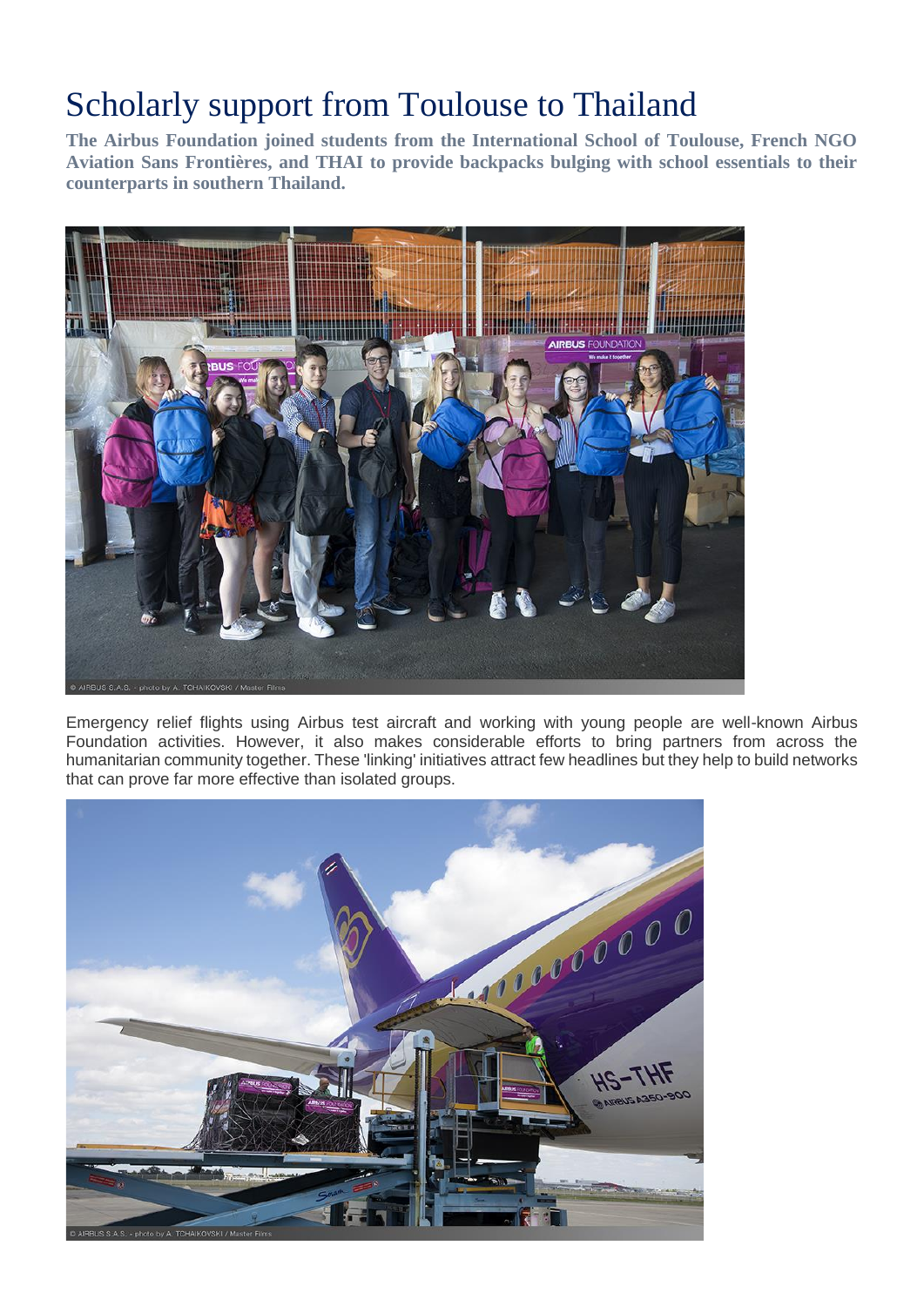# Scholarly support from Toulouse to Thailand

**The Airbus Foundation joined students from the International School of Toulouse, French NGO Aviation Sans Frontières, and THAI to provide backpacks bulging with school essentials to their counterparts in southern Thailand.**

© AIRBUS S.A.S. - photo by A. TCHAIKOVSKI / Master Films

Emergency relief flights using Airbus test aircraft and working with young people are well-known Airbus Foundation activities. However, it also makes considerable efforts to bring partners from across the humanitarian community together. These 'linking' initiatives attract few headlines but they help to build networks that can prove far more effective than isolated groups.

© AIRBUS S.A.S. - photo by A. TCHAIKOVSKI / Master Films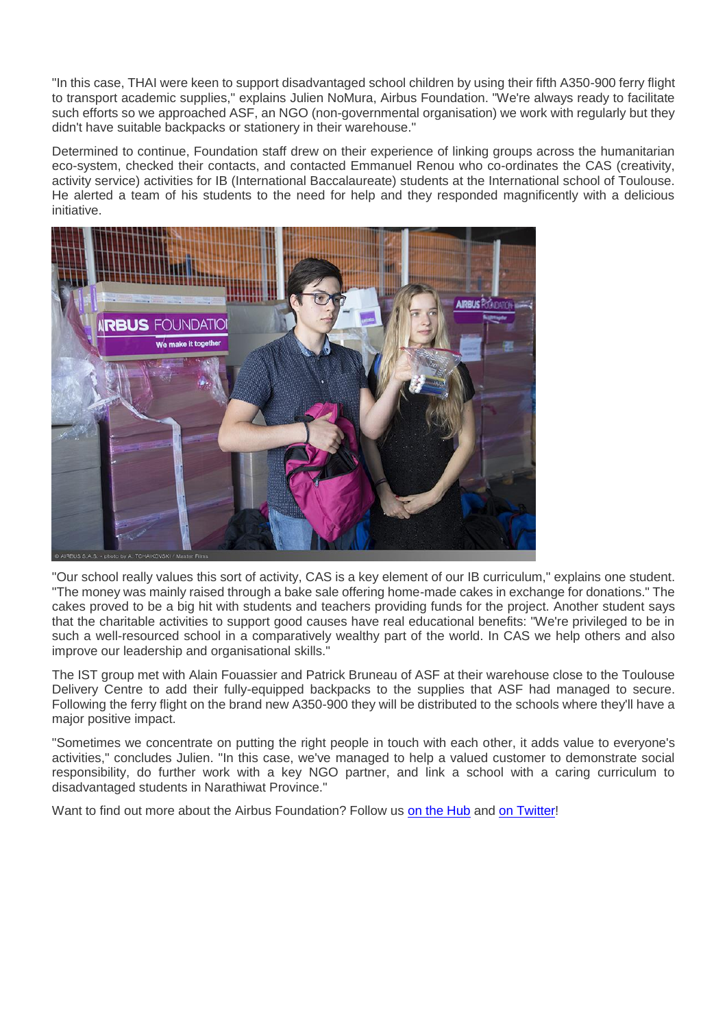"In this case, THAI were keen to support disadvantaged school children by using their fifth A350-900 ferry flight to transport academic supplies," explains Julien NoMura, Airbus Foundation. "We're always ready to facilitate such efforts so we approached ASF, an NGO (non-governmental organisation) we work with regularly but they didn't have suitable backpacks or stationery in their warehouse."

Determined to continue, Foundation staff drew on their experience of linking groups across the humanitarian eco-system, checked their contacts, and contacted Emmanuel Renou who co-ordinates the CAS (creativity, activity service) activities for IB (International Baccalaureate) students at the International school of Toulouse. He alerted a team of his students to the need for help and they responded magnificently with a delicious initiative.

"Our school really values this sort of activity, CAS is a key element of our IB curriculum," explains one student. "The money was mainly raised through a bake sale offering home-made cakes in exchange for donations." The cakes proved to be a big hit with students and teachers providing funds for the project. Another student says that the charitable activities to support good causes have real educational benefits: "We're privileged to be in such a well-resourced school in a comparatively wealthy part of the world. In CAS we help others and also improve our leadership and organisational skills."

The IST group met with Alain Fouassier and Patrick Bruneau of ASF at their warehouse close to the Toulouse Delivery Centre to add their fully-equipped backpacks to the supplies that ASF had managed to secure. Following the ferry flight on the brand new A350-900 they will be distributed to the schools where they'll have a major positive impact.

"Sometimes we concentrate on putting the right people in touch with each other, it adds value to everyone's activities," concludes Julien. "In this case, we've managed to help a valued customer to demonstrate social responsibility, do further work with a key NGO partner, and link a school with a caring curriculum to disadvantaged students in Narathiwat Province."

Want to find out more about the Airbus Foundation? Follow us on the Hub and on Twitter!